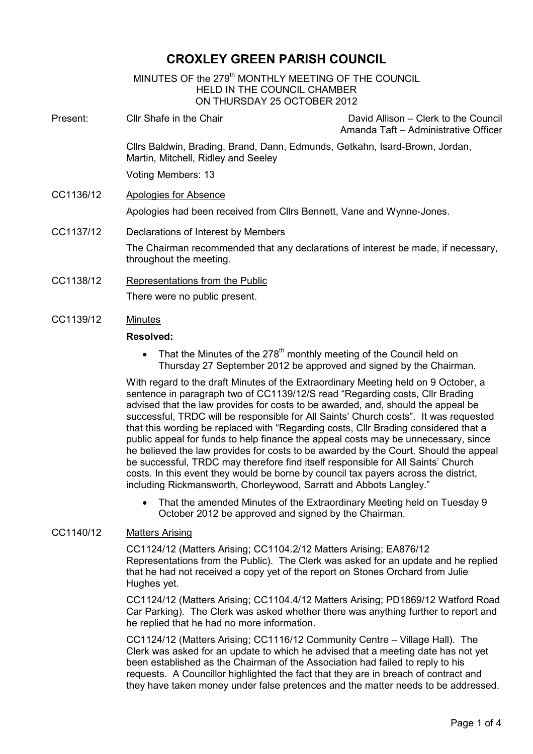# CROXLEY GREEN PARISH COUNCIL

MINUTES OF the 279th MONTHLY MEETING OF THE COUNCIL
HELD IN THE COUNCIL CHAMBER
ON THURSDAY 25 OCTOBER 2012

**Present:** Cllr Shafe in the Chair — David Allison – Clerk to the Council; Amanda Taft – Administrative Officer

Cllrs Baldwin, Brading, Brand, Dann, Edmunds, Getkahn, Isard-Brown, Jordan, Martin, Mitchell, Ridley and Seeley

Voting Members: 13

**CC1136/12 Apologies for Absence**

Apologies had been received from Cllrs Bennett, Vane and Wynne-Jones.

**CC1137/12 Declarations of Interest by Members**

The Chairman recommended that any declarations of interest be made, if necessary, throughout the meeting.

**CC1138/12 Representations from the Public**

There were no public present.

**CC1139/12 Minutes**

**Resolved:**

- That the Minutes of the 278th monthly meeting of the Council held on Thursday 27 September 2012 be approved and signed by the Chairman.

With regard to the draft Minutes of the Extraordinary Meeting held on 9 October, a sentence in paragraph two of CC1139/12/S read "Regarding costs, Cllr Brading advised that the law provides for costs to be awarded, and, should the appeal be successful, TRDC will be responsible for All Saints' Church costs". It was requested that this wording be replaced with "Regarding costs, Cllr Brading considered that a public appeal for funds to help finance the appeal costs may be unnecessary, since he believed the law provides for costs to be awarded by the Court. Should the appeal be successful, TRDC may therefore find itself responsible for All Saints' Church costs. In this event they would be borne by council tax payers across the district, including Rickmansworth, Chorleywood, Sarratt and Abbots Langley."

- That the amended Minutes of the Extraordinary Meeting held on Tuesday 9 October 2012 be approved and signed by the Chairman.

**CC1140/12 Matters Arising**

CC1124/12 (Matters Arising; CC1104.2/12 Matters Arising; EA876/12 Representations from the Public). The Clerk was asked for an update and he replied that he had not received a copy yet of the report on Stones Orchard from Julie Hughes yet.

CC1124/12 (Matters Arising; CC1104.4/12 Matters Arising; PD1869/12 Watford Road Car Parking). The Clerk was asked whether there was anything further to report and he replied that he had no more information.

CC1124/12 (Matters Arising; CC1116/12 Community Centre – Village Hall). The Clerk was asked for an update to which he advised that a meeting date has not yet been established as the Chairman of the Association had failed to reply to his requests. A Councillor highlighted the fact that they are in breach of contract and they have taken money under false pretences and the matter needs to be addressed.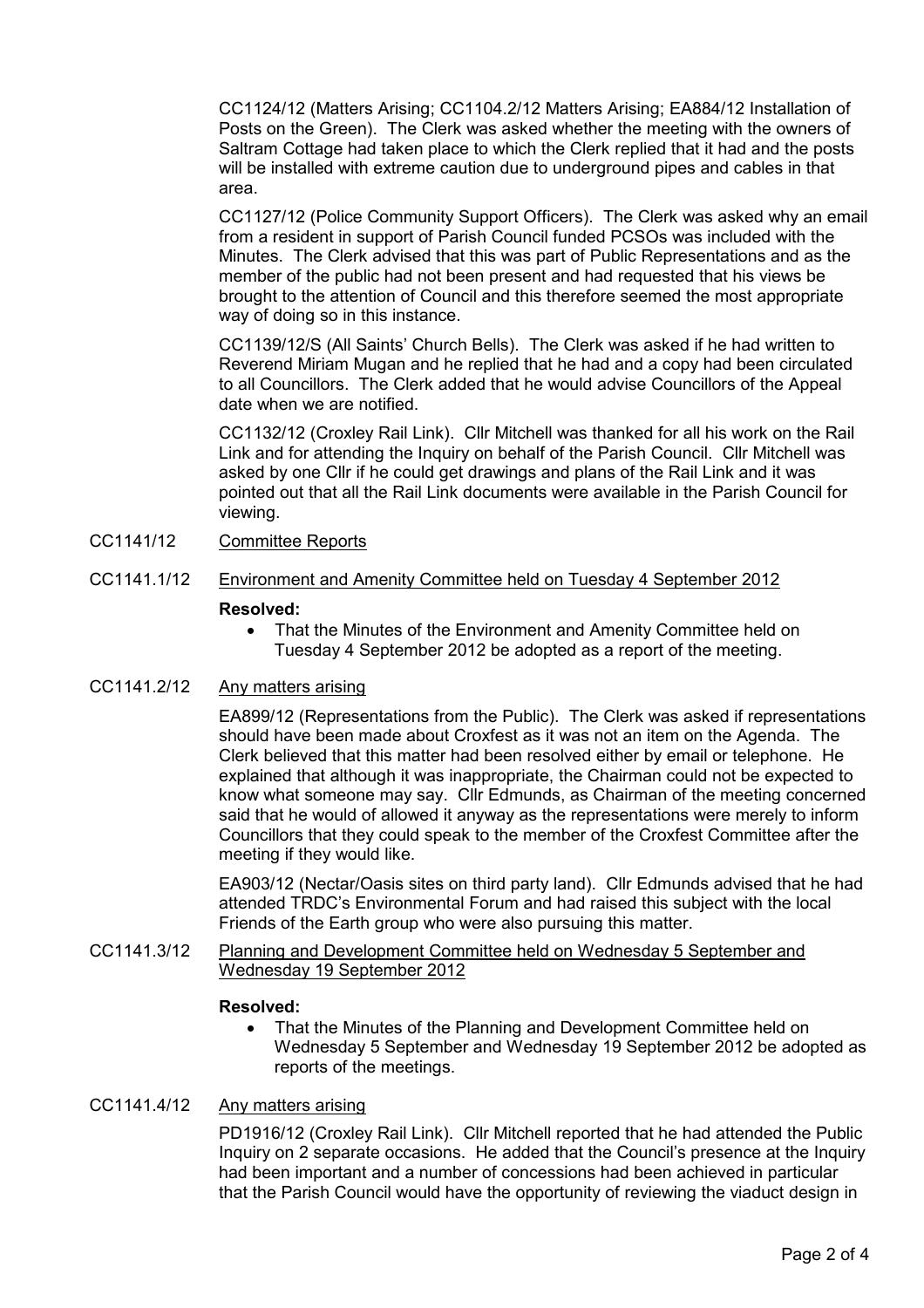CC1124/12 (Matters Arising; CC1104.2/12 Matters Arising; EA884/12 Installation of Posts on the Green). The Clerk was asked whether the meeting with the owners of Saltram Cottage had taken place to which the Clerk replied that it had and the posts will be installed with extreme caution due to underground pipes and cables in that area.

CC1127/12 (Police Community Support Officers). The Clerk was asked why an email from a resident in support of Parish Council funded PCSOs was included with the Minutes. The Clerk advised that this was part of Public Representations and as the member of the public had not been present and had requested that his views be brought to the attention of Council and this therefore seemed the most appropriate way of doing so in this instance.

CC1139/12/S (All Saints' Church Bells). The Clerk was asked if he had written to Reverend Miriam Mugan and he replied that he had and a copy had been circulated to all Councillors. The Clerk added that he would advise Councillors of the Appeal date when we are notified.

CC1132/12 (Croxley Rail Link). Cllr Mitchell was thanked for all his work on the Rail Link and for attending the Inquiry on behalf of the Parish Council. Cllr Mitchell was asked by one Cllr if he could get drawings and plans of the Rail Link and it was pointed out that all the Rail Link documents were available in the Parish Council for viewing.

CC1141/12 Committee Reports

CC1141.1/12 Environment and Amenity Committee held on Tuesday 4 September 2012

**Resolved:**

- That the Minutes of the Environment and Amenity Committee held on Tuesday 4 September 2012 be adopted as a report of the meeting.

CC1141.2/12 Any matters arising

EA899/12 (Representations from the Public). The Clerk was asked if representations should have been made about Croxfest as it was not an item on the Agenda. The Clerk believed that this matter had been resolved either by email or telephone. He explained that although it was inappropriate, the Chairman could not be expected to know what someone may say. Cllr Edmunds, as Chairman of the meeting concerned said that he would of allowed it anyway as the representations were merely to inform Councillors that they could speak to the member of the Croxfest Committee after the meeting if they would like.

EA903/12 (Nectar/Oasis sites on third party land). Cllr Edmunds advised that he had attended TRDC's Environmental Forum and had raised this subject with the local Friends of the Earth group who were also pursuing this matter.

CC1141.3/12 Planning and Development Committee held on Wednesday 5 September and Wednesday 19 September 2012

**Resolved:**

- That the Minutes of the Planning and Development Committee held on Wednesday 5 September and Wednesday 19 September 2012 be adopted as reports of the meetings.

CC1141.4/12 Any matters arising

PD1916/12 (Croxley Rail Link). Cllr Mitchell reported that he had attended the Public Inquiry on 2 separate occasions. He added that the Council's presence at the Inquiry had been important and a number of concessions had been achieved in particular that the Parish Council would have the opportunity of reviewing the viaduct design in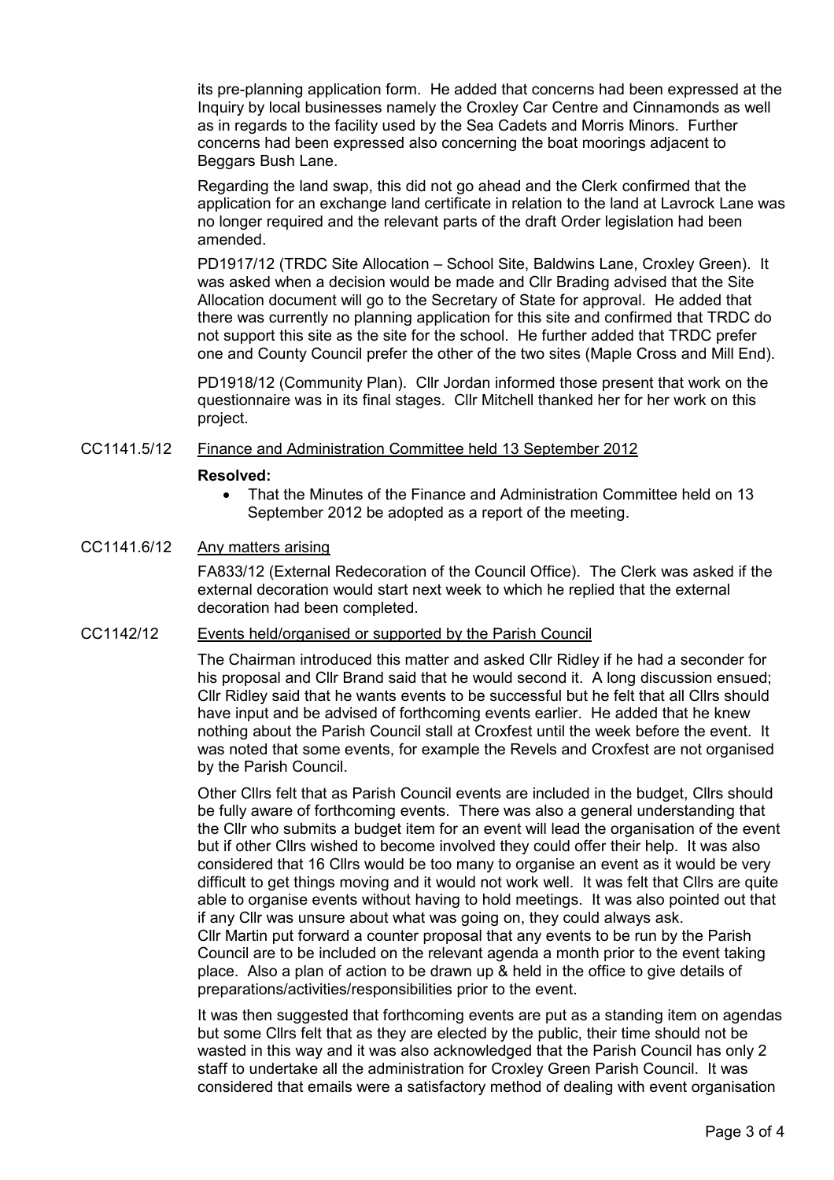its pre-planning application form. He added that concerns had been expressed at the Inquiry by local businesses namely the Croxley Car Centre and Cinnamonds as well as in regards to the facility used by the Sea Cadets and Morris Minors. Further concerns had been expressed also concerning the boat moorings adjacent to Beggars Bush Lane.

Regarding the land swap, this did not go ahead and the Clerk confirmed that the application for an exchange land certificate in relation to the land at Lavrock Lane was no longer required and the relevant parts of the draft Order legislation had been amended.

PD1917/12 (TRDC Site Allocation – School Site, Baldwins Lane, Croxley Green). It was asked when a decision would be made and Cllr Brading advised that the Site Allocation document will go to the Secretary of State for approval. He added that there was currently no planning application for this site and confirmed that TRDC do not support this site as the site for the school. He further added that TRDC prefer one and County Council prefer the other of the two sites (Maple Cross and Mill End).

PD1918/12 (Community Plan). Cllr Jordan informed those present that work on the questionnaire was in its final stages. Cllr Mitchell thanked her for her work on this project.

CC1141.5/12 <u>Finance and Administration Committee held 13 September 2012</u>

**Resolved:**

- That the Minutes of the Finance and Administration Committee held on 13 September 2012 be adopted as a report of the meeting.

CC1141.6/12 <u>Any matters arising</u>

FA833/12 (External Redecoration of the Council Office). The Clerk was asked if the external decoration would start next week to which he replied that the external decoration had been completed.

CC1142/12 <u>Events held/organised or supported by the Parish Council</u>

The Chairman introduced this matter and asked Cllr Ridley if he had a seconder for his proposal and Cllr Brand said that he would second it. A long discussion ensued; Cllr Ridley said that he wants events to be successful but he felt that all Cllrs should have input and be advised of forthcoming events earlier. He added that he knew nothing about the Parish Council stall at Croxfest until the week before the event. It was noted that some events, for example the Revels and Croxfest are not organised by the Parish Council.

Other Cllrs felt that as Parish Council events are included in the budget, Cllrs should be fully aware of forthcoming events. There was also a general understanding that the Cllr who submits a budget item for an event will lead the organisation of the event but if other Cllrs wished to become involved they could offer their help. It was also considered that 16 Cllrs would be too many to organise an event as it would be very difficult to get things moving and it would not work well. It was felt that Cllrs are quite able to organise events without having to hold meetings. It was also pointed out that if any Cllr was unsure about what was going on, they could always ask.
Cllr Martin put forward a counter proposal that any events to be run by the Parish Council are to be included on the relevant agenda a month prior to the event taking place. Also a plan of action to be drawn up & held in the office to give details of preparations/activities/responsibilities prior to the event.

It was then suggested that forthcoming events are put as a standing item on agendas but some Cllrs felt that as they are elected by the public, their time should not be wasted in this way and it was also acknowledged that the Parish Council has only 2 staff to undertake all the administration for Croxley Green Parish Council. It was considered that emails were a satisfactory method of dealing with event organisation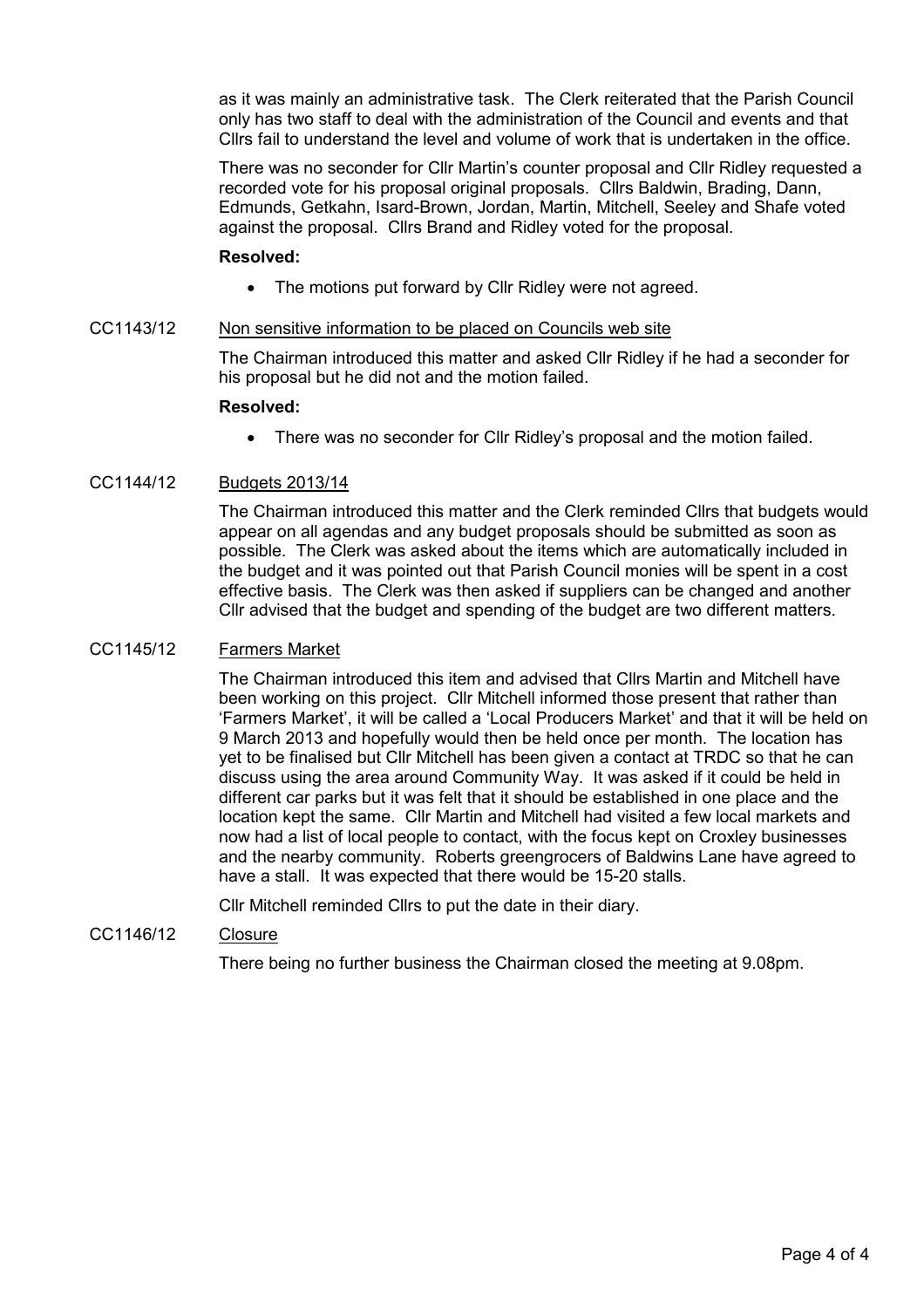as it was mainly an administrative task. The Clerk reiterated that the Parish Council only has two staff to deal with the administration of the Council and events and that Cllrs fail to understand the level and volume of work that is undertaken in the office.

There was no seconder for Cllr Martin's counter proposal and Cllr Ridley requested a recorded vote for his proposal original proposals. Cllrs Baldwin, Brading, Dann, Edmunds, Getkahn, Isard-Brown, Jordan, Martin, Mitchell, Seeley and Shafe voted against the proposal. Cllrs Brand and Ridley voted for the proposal.

**Resolved:**

- The motions put forward by Cllr Ridley were not agreed.

CC1143/12 Non sensitive information to be placed on Councils web site

The Chairman introduced this matter and asked Cllr Ridley if he had a seconder for his proposal but he did not and the motion failed.

**Resolved:**

- There was no seconder for Cllr Ridley's proposal and the motion failed.

CC1144/12 Budgets 2013/14

The Chairman introduced this matter and the Clerk reminded Cllrs that budgets would appear on all agendas and any budget proposals should be submitted as soon as possible. The Clerk was asked about the items which are automatically included in the budget and it was pointed out that Parish Council monies will be spent in a cost effective basis. The Clerk was then asked if suppliers can be changed and another Cllr advised that the budget and spending of the budget are two different matters.

CC1145/12 Farmers Market

The Chairman introduced this item and advised that Cllrs Martin and Mitchell have been working on this project. Cllr Mitchell informed those present that rather than 'Farmers Market', it will be called a 'Local Producers Market' and that it will be held on 9 March 2013 and hopefully would then be held once per month. The location has yet to be finalised but Cllr Mitchell has been given a contact at TRDC so that he can discuss using the area around Community Way. It was asked if it could be held in different car parks but it was felt that it should be established in one place and the location kept the same. Cllr Martin and Mitchell had visited a few local markets and now had a list of local people to contact, with the focus kept on Croxley businesses and the nearby community. Roberts greengrocers of Baldwins Lane have agreed to have a stall. It was expected that there would be 15-20 stalls.

Cllr Mitchell reminded Cllrs to put the date in their diary.

CC1146/12 Closure

There being no further business the Chairman closed the meeting at 9.08pm.